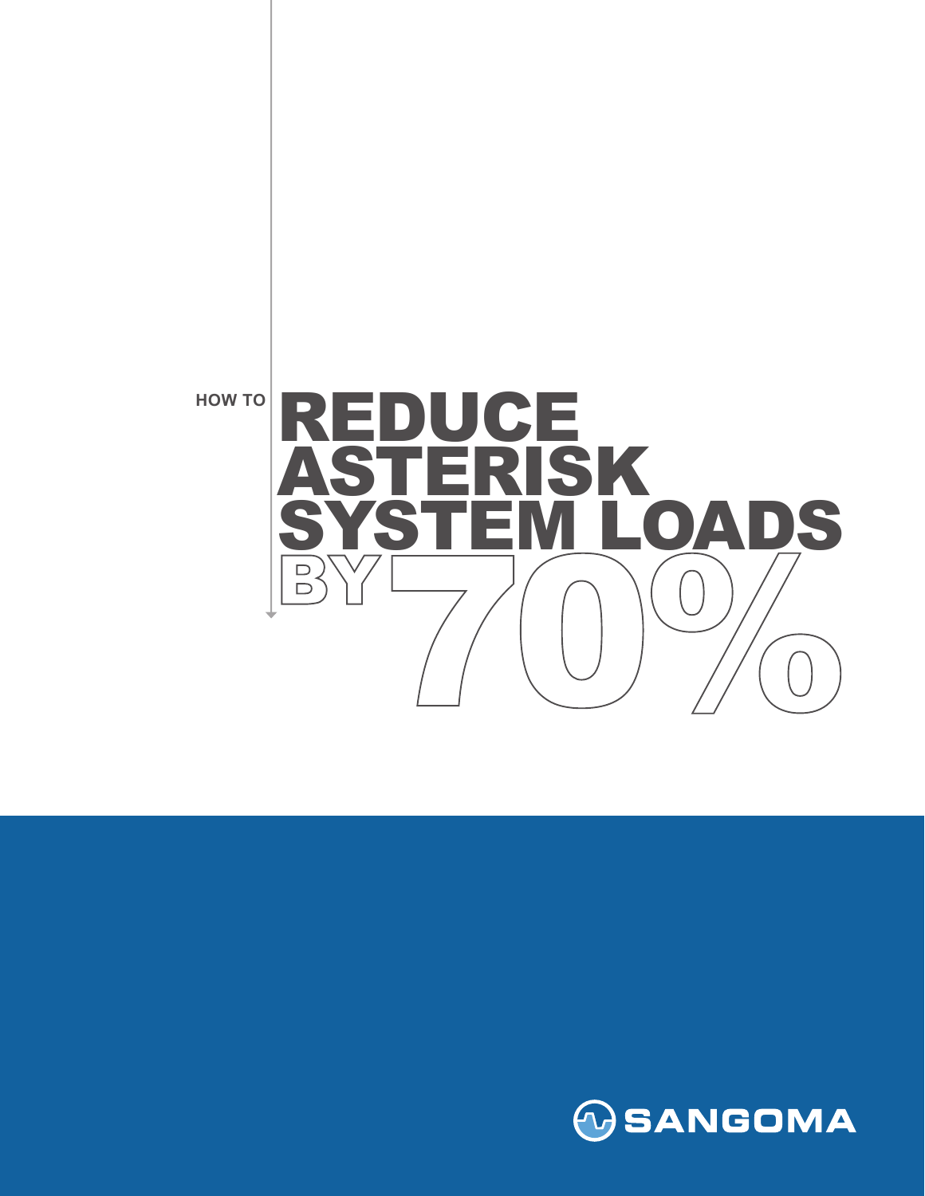# HOW TO REDUCE ASTERISK SYSTEM LOADS BY 70%

SANGOMA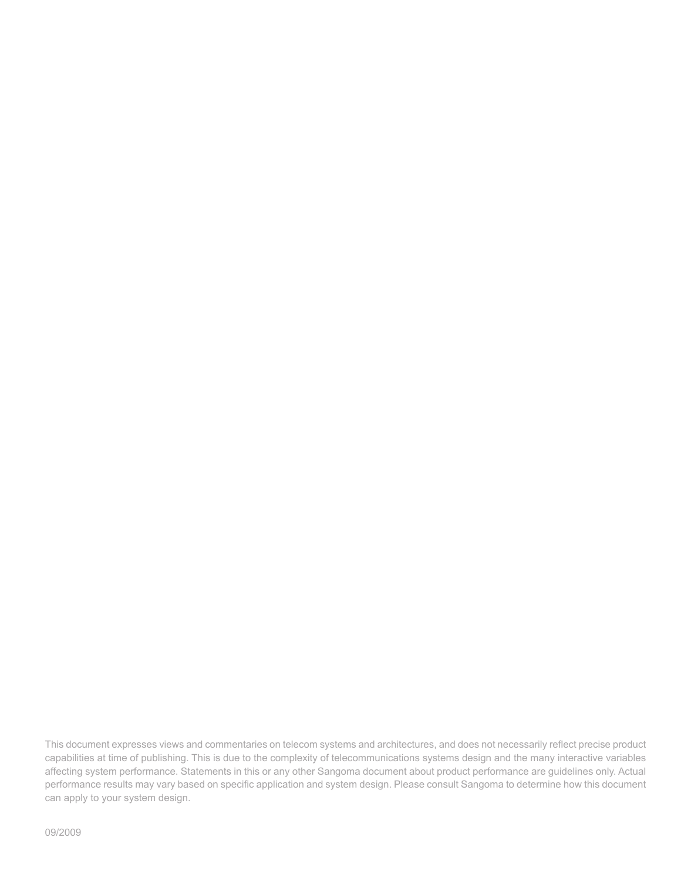This document expresses views and commentaries on telecom systems and architectures, and does not necessarily reflect precise product capabilities at time of publishing. This is due to the complexity of telecommunications systems design and the many interactive variables affecting system performance. Statements in this or any other Sangoma document about product performance are guidelines only. Actual performance results may vary based on specific application and system design. Please consult Sangoma to determine how this document can apply to your system design.

09/2009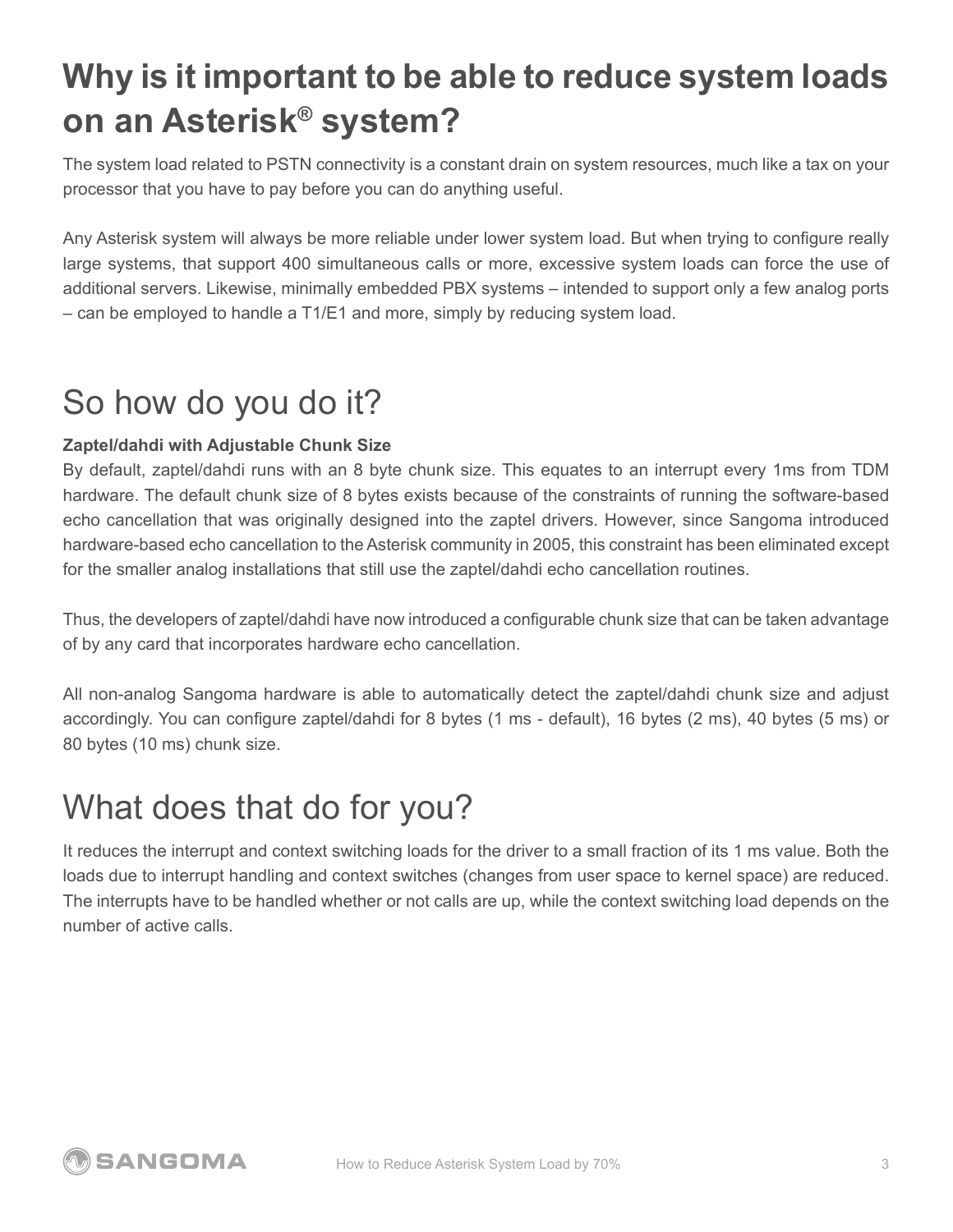# Why is it important to be able to reduce system loads on an Asterisk® system?

The system load related to PSTN connectivity is a constant drain on system resources, much like a tax on your processor that you have to pay before you can do anything useful.

Any Asterisk system will always be more reliable under lower system load. But when trying to configure really large systems, that support 400 simultaneous calls or more, excessive system loads can force the use of additional servers. Likewise, minimally embedded PBX systems – intended to support only a few analog ports – can be employed to handle a T1/E1 and more, simply by reducing system load.

## So how do you do it?

**Zaptel/dahdi with Adjustable Chunk Size**

By default, zaptel/dahdi runs with an 8 byte chunk size. This equates to an interrupt every 1ms from TDM hardware. The default chunk size of 8 bytes exists because of the constraints of running the software-based echo cancellation that was originally designed into the zaptel drivers. However, since Sangoma introduced hardware-based echo cancellation to the Asterisk community in 2005, this constraint has been eliminated except for the smaller analog installations that still use the zaptel/dahdi echo cancellation routines.

Thus, the developers of zaptel/dahdi have now introduced a configurable chunk size that can be taken advantage of by any card that incorporates hardware echo cancellation.

All non-analog Sangoma hardware is able to automatically detect the zaptel/dahdi chunk size and adjust accordingly. You can configure zaptel/dahdi for 8 bytes (1 ms - default), 16 bytes (2 ms), 40 bytes (5 ms) or 80 bytes (10 ms) chunk size.

## What does that do for you?

It reduces the interrupt and context switching loads for the driver to a small fraction of its 1 ms value. Both the loads due to interrupt handling and context switches (changes from user space to kernel space) are reduced. The interrupts have to be handled whether or not calls are up, while the context switching load depends on the number of active calls.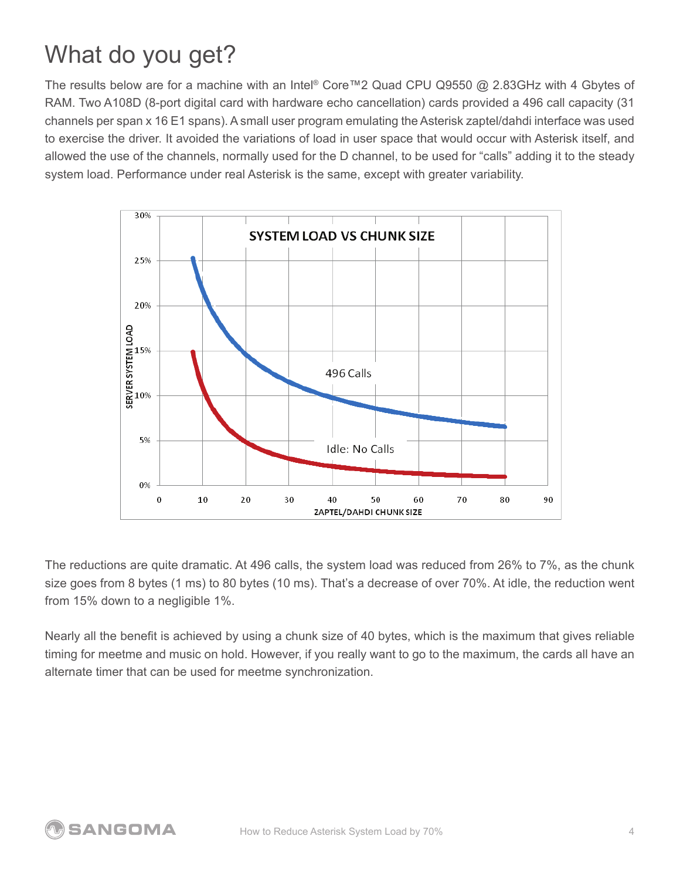# What do you get?

The results below are for a machine with an Intel® Core™2 Quad CPU Q9550 @ 2.83GHz with 4 Gbytes of RAM. Two A108D (8-port digital card with hardware echo cancellation) cards provided a 496 call capacity (31 channels per span x 16 E1 spans). A small user program emulating the Asterisk zaptel/dahdi interface was used to exercise the driver. It avoided the variations of load in user space that would occur with Asterisk itself, and allowed the use of the channels, normally used for the D channel, to be used for "calls" adding it to the steady system load. Performance under real Asterisk is the same, except with greater variability.

The reductions are quite dramatic. At 496 calls, the system load was reduced from 26% to 7%, as the chunk size goes from 8 bytes (1 ms) to 80 bytes (10 ms). That's a decrease of over 70%. At idle, the reduction went from 15% down to a negligible 1%.

Nearly all the benefit is achieved by using a chunk size of 40 bytes, which is the maximum that gives reliable timing for meetme and music on hold. However, if you really want to go to the maximum, the cards all have an alternate timer that can be used for meetme synchronization.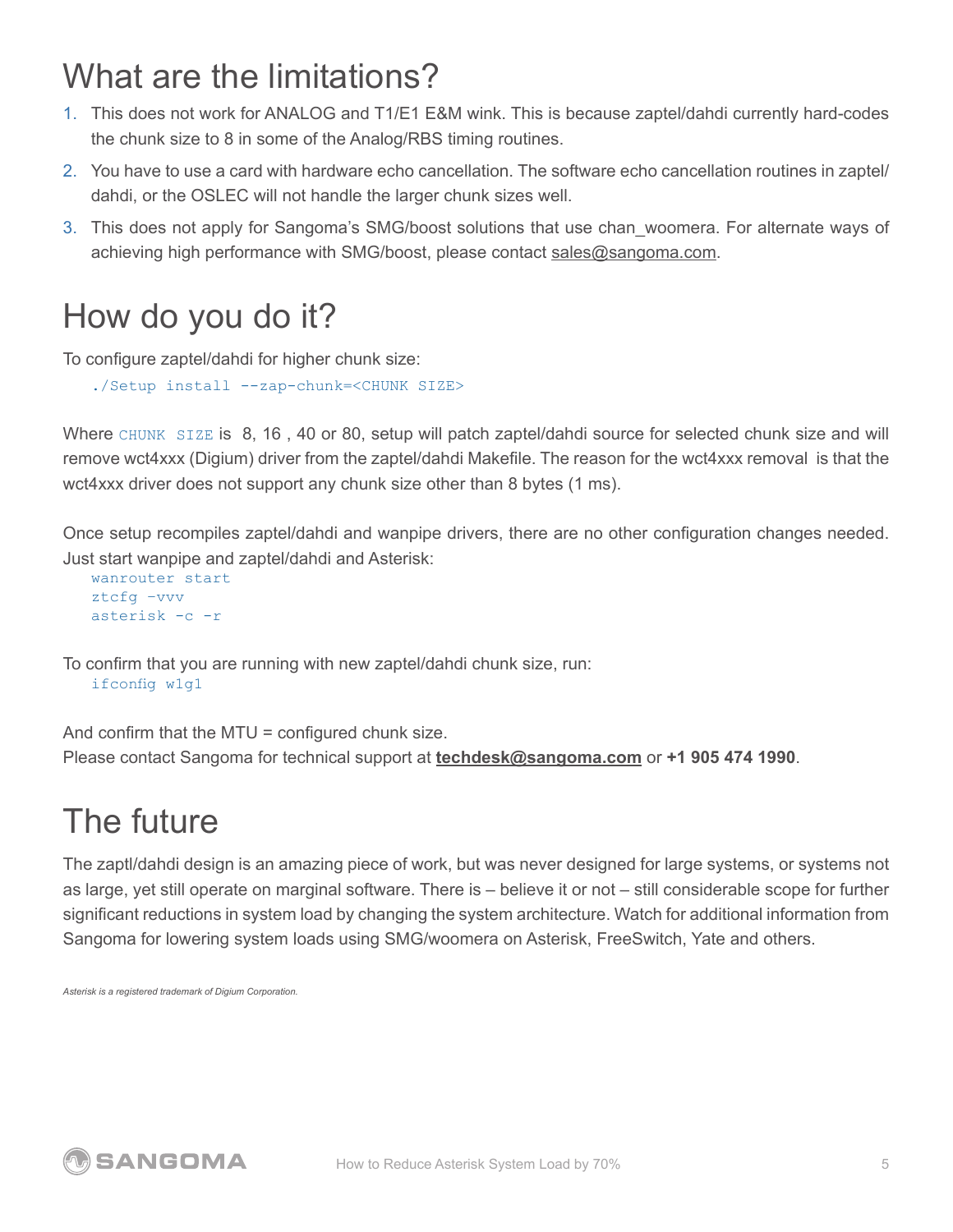# What are the limitations?

1. This does not work for ANALOG and T1/E1 E&M wink. This is because zaptel/dahdi currently hard-codes the chunk size to 8 in some of the Analog/RBS timing routines.
2. You have to use a card with hardware echo cancellation. The software echo cancellation routines in zaptel/dahdi, or the OSLEC will not handle the larger chunk sizes well.
3. This does not apply for Sangoma's SMG/boost solutions that use chan_woomera. For alternate ways of achieving high performance with SMG/boost, please contact sales@sangoma.com.

# How do you do it?

To configure zaptel/dahdi for higher chunk size:

```
./Setup install --zap-chunk=<CHUNK SIZE>
```

Where `CHUNK SIZE` is 8, 16 , 40 or 80, setup will patch zaptel/dahdi source for selected chunk size and will remove wct4xxx (Digium) driver from the zaptel/dahdi Makefile. The reason for the wct4xxx removal is that the wct4xxx driver does not support any chunk size other than 8 bytes (1 ms).

Once setup recompiles zaptel/dahdi and wanpipe drivers, there are no other configuration changes needed. Just start wanpipe and zaptel/dahdi and Asterisk:

```
wanrouter start
ztcfg -vvv
asterisk -c -r
```

To confirm that you are running with new zaptel/dahdi chunk size, run:

```
ifconfig w1g1
```

And confirm that the MTU = configured chunk size.
Please contact Sangoma for technical support at **techdesk@sangoma.com** or **+1 905 474 1990**.

# The future

The zaptl/dahdi design is an amazing piece of work, but was never designed for large systems, or systems not as large, yet still operate on marginal software. There is – believe it or not – still considerable scope for further significant reductions in system load by changing the system architecture. Watch for additional information from Sangoma for lowering system loads using SMG/woomera on Asterisk, FreeSwitch, Yate and others.

*Asterisk is a registered trademark of Digium Corporation.*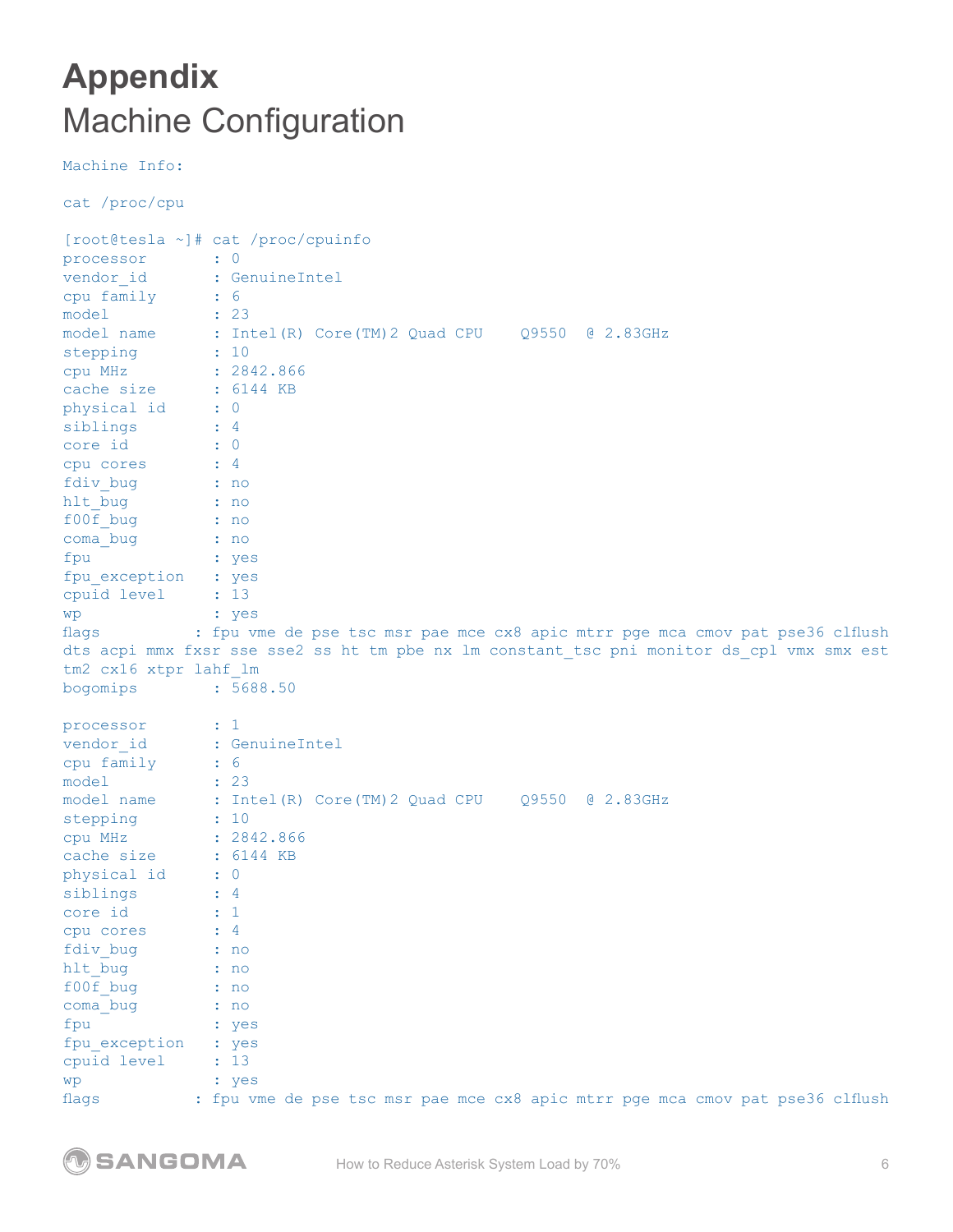# Appendix

## Machine Configuration

```
Machine Info:

cat /proc/cpu

[root@tesla ~]# cat /proc/cpuinfo
processor       : 0
vendor_id       : GenuineIntel
cpu family      : 6
model           : 23
model name      : Intel(R) Core(TM)2 Quad CPU    Q9550  @ 2.83GHz
stepping        : 10
cpu MHz         : 2842.866
cache size      : 6144 KB
physical id     : 0
siblings        : 4
core id         : 0
cpu cores       : 4
fdiv_bug        : no
hlt_bug         : no
f00f_bug        : no
coma_bug        : no
fpu             : yes
fpu_exception   : yes
cpuid level     : 13
wp              : yes
flags          : fpu vme de pse tsc msr pae mce cx8 apic mtrr pge mca cmov pat pse36 clflush
dts acpi mmx fxsr sse sse2 ss ht tm pbe nx lm constant_tsc pni monitor ds_cpl vmx smx est
tm2 cx16 xtpr lahf_lm
bogomips        : 5688.50

processor       : 1
vendor_id       : GenuineIntel
cpu family      : 6
model           : 23
model name      : Intel(R) Core(TM)2 Quad CPU    Q9550  @ 2.83GHz
stepping        : 10
cpu MHz         : 2842.866
cache size      : 6144 KB
physical id     : 0
siblings        : 4
core id         : 1
cpu cores       : 4
fdiv_bug        : no
hlt_bug         : no
f00f_bug        : no
coma_bug        : no
fpu             : yes
fpu_exception   : yes
cpuid level     : 13
wp              : yes
flags          : fpu vme de pse tsc msr pae mce cx8 apic mtrr pge mca cmov pat pse36 clflush
```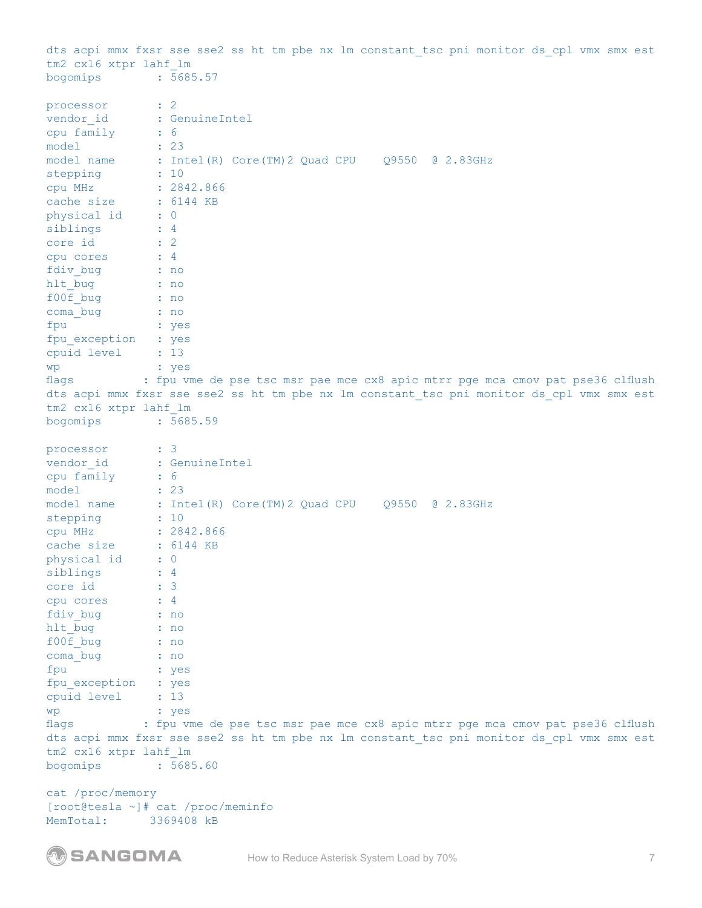```
dts acpi mmx fxsr sse sse2 ss ht tm pbe nx lm constant_tsc pni monitor ds_cpl vmx smx est
tm2 cx16 xtpr lahf_lm
bogomips        : 5685.57

processor       : 2
vendor_id       : GenuineIntel
cpu family      : 6
model           : 23
model name      : Intel(R) Core(TM)2 Quad CPU    Q9550  @ 2.83GHz
stepping        : 10
cpu MHz         : 2842.866
cache size      : 6144 KB
physical id     : 0
siblings        : 4
core id         : 2
cpu cores       : 4
fdiv_bug        : no
hlt_bug         : no
f00f_bug        : no
coma_bug        : no
fpu             : yes
fpu_exception   : yes
cpuid level     : 13
wp              : yes
flags          : fpu vme de pse tsc msr pae mce cx8 apic mtrr pge mca cmov pat pse36 clflush
dts acpi mmx fxsr sse sse2 ss ht tm pbe nx lm constant_tsc pni monitor ds_cpl vmx smx est
tm2 cx16 xtpr lahf_lm
bogomips        : 5685.59

processor       : 3
vendor_id       : GenuineIntel
cpu family      : 6
model           : 23
model name      : Intel(R) Core(TM)2 Quad CPU    Q9550  @ 2.83GHz
stepping        : 10
cpu MHz         : 2842.866
cache size      : 6144 KB
physical id     : 0
siblings        : 4
core id         : 3
cpu cores       : 4
fdiv_bug        : no
hlt_bug         : no
f00f_bug        : no
coma_bug        : no
fpu             : yes
fpu_exception   : yes
cpuid level     : 13
wp              : yes
flags          : fpu vme de pse tsc msr pae mce cx8 apic mtrr pge mca cmov pat pse36 clflush
dts acpi mmx fxsr sse sse2 ss ht tm pbe nx lm constant_tsc pni monitor ds_cpl vmx smx est
tm2 cx16 xtpr lahf_lm
bogomips        : 5685.60

cat /proc/memory
[root@tesla ~]# cat /proc/meminfo
MemTotal:      3369408 kB
```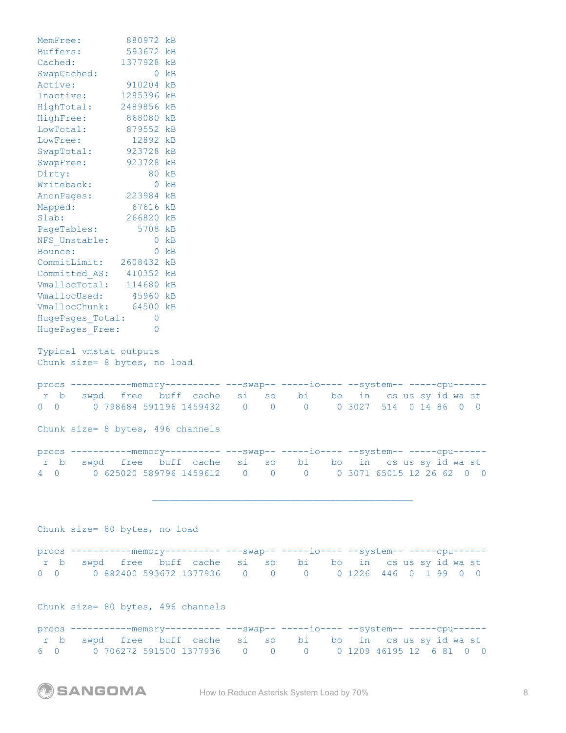```
MemFree:        880972 kB
Buffers:        593672 kB
Cached:        1377928 kB
SwapCached:          0 kB
Active:         910204 kB
Inactive:      1285396 kB
HighTotal:     2489856 kB
HighFree:       868080 kB
LowTotal:       879552 kB
LowFree:         12892 kB
SwapTotal:      923728 kB
SwapFree:       923728 kB
Dirty:              80 kB
Writeback:           0 kB
AnonPages:      223984 kB
Mapped:          67616 kB
Slab:           266820 kB
PageTables:       5708 kB
NFS_Unstable:        0 kB
Bounce:              0 kB
CommitLimit:   2608432 kB
Committed_AS:   410352 kB
VmallocTotal:   114680 kB
VmallocUsed:     45960 kB
VmallocChunk:    64500 kB
HugePages_Total:     0
HugePages_Free:      0
```

Typical vmstat outputs

Chunk size= 8 bytes, no load

```
procs -----------memory---------- ---swap-- -----io---- --system-- -----cpu------
 r  b   swpd   free   buff  cache   si   so    bi    bo   in   cs us sy id wa st
0  0      0 798684 591196 1459432    0    0     0     0 3027  514  0 14 86  0  0
```

Chunk size= 8 bytes, 496 channels

```
procs -----------memory---------- ---swap-- -----io---- --system-- -----cpu------
 r  b   swpd   free   buff  cache   si   so    bi    bo   in   cs us sy id wa st
4  0      0 625020 589796 1459612    0    0     0     0 3071 65015 12 26 62  0  0
```

---

Chunk size= 80 bytes, no load

```
procs -----------memory---------- ---swap-- -----io---- --system-- -----cpu------
 r  b   swpd   free   buff  cache   si   so    bi    bo   in   cs us sy id wa st
0  0      0 882400 593672 1377936    0    0     0     0 1226  446  0  1 99  0  0
```

Chunk size= 80 bytes, 496 channels

```
procs -----------memory---------- ---swap-- -----io---- --system-- -----cpu------
 r  b   swpd   free   buff  cache   si   so    bi    bo   in   cs us sy id wa st
6  0      0 706272 591500 1377936    0    0     0     0 1209 46195 12  6 81  0  0
```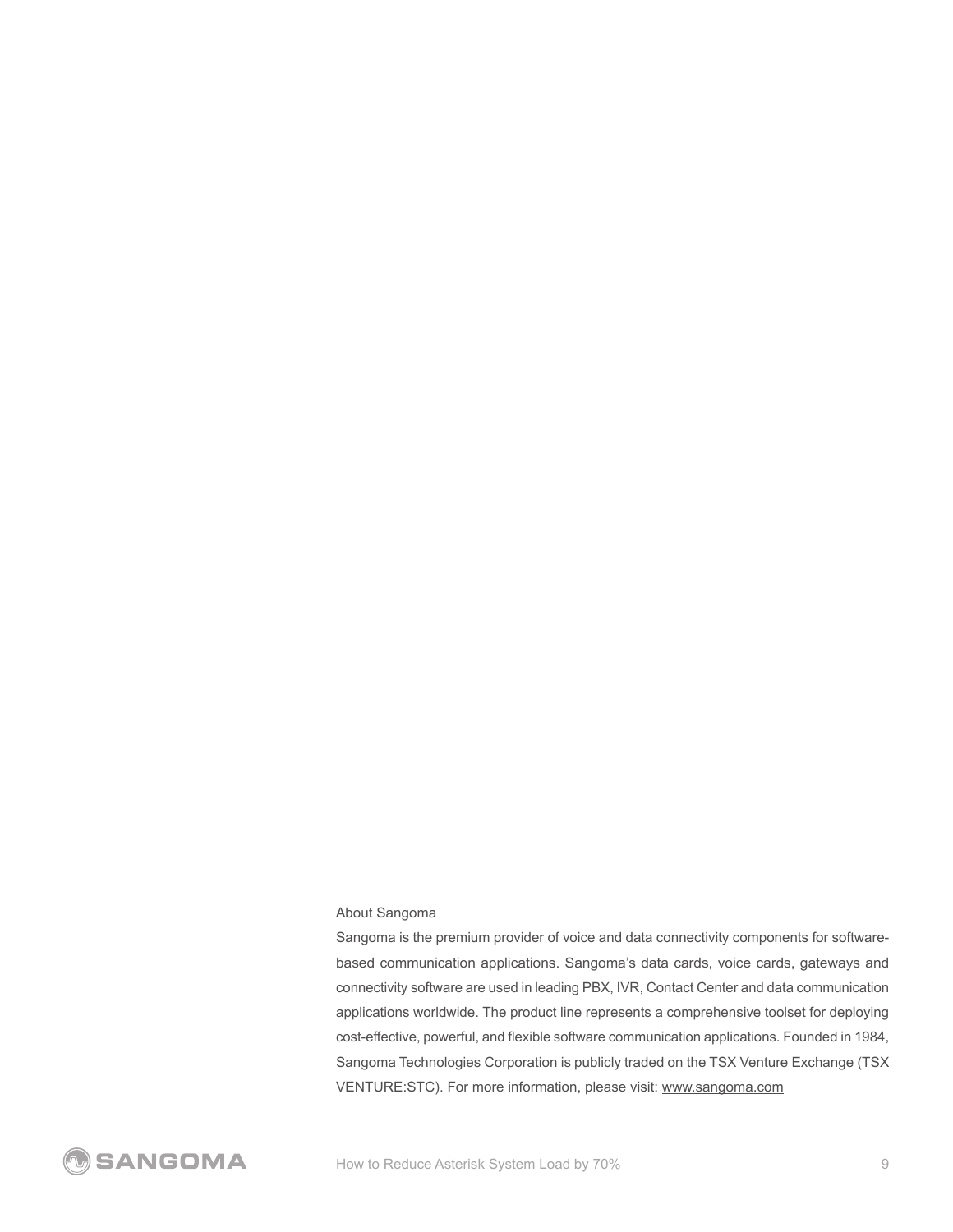About Sangoma

Sangoma is the premium provider of voice and data connectivity components for software-based communication applications. Sangoma's data cards, voice cards, gateways and connectivity software are used in leading PBX, IVR, Contact Center and data communication applications worldwide. The product line represents a comprehensive toolset for deploying cost-effective, powerful, and flexible software communication applications. Founded in 1984, Sangoma Technologies Corporation is publicly traded on the TSX Venture Exchange (TSX VENTURE:STC). For more information, please visit: www.sangoma.com